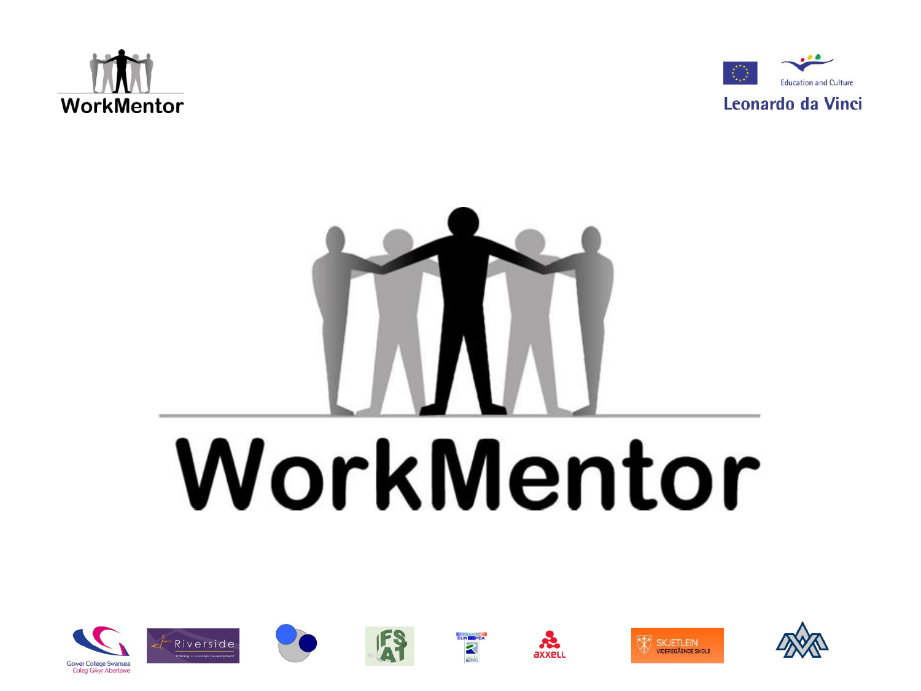WorkMentor

Education and Culture

Leonardo da Vinci

# WorkMentor

Gower College Swansea
Coleg Gŵyr Abertawe

Riverside

SKJETLEIN VIDEREGÅENDE SKOLE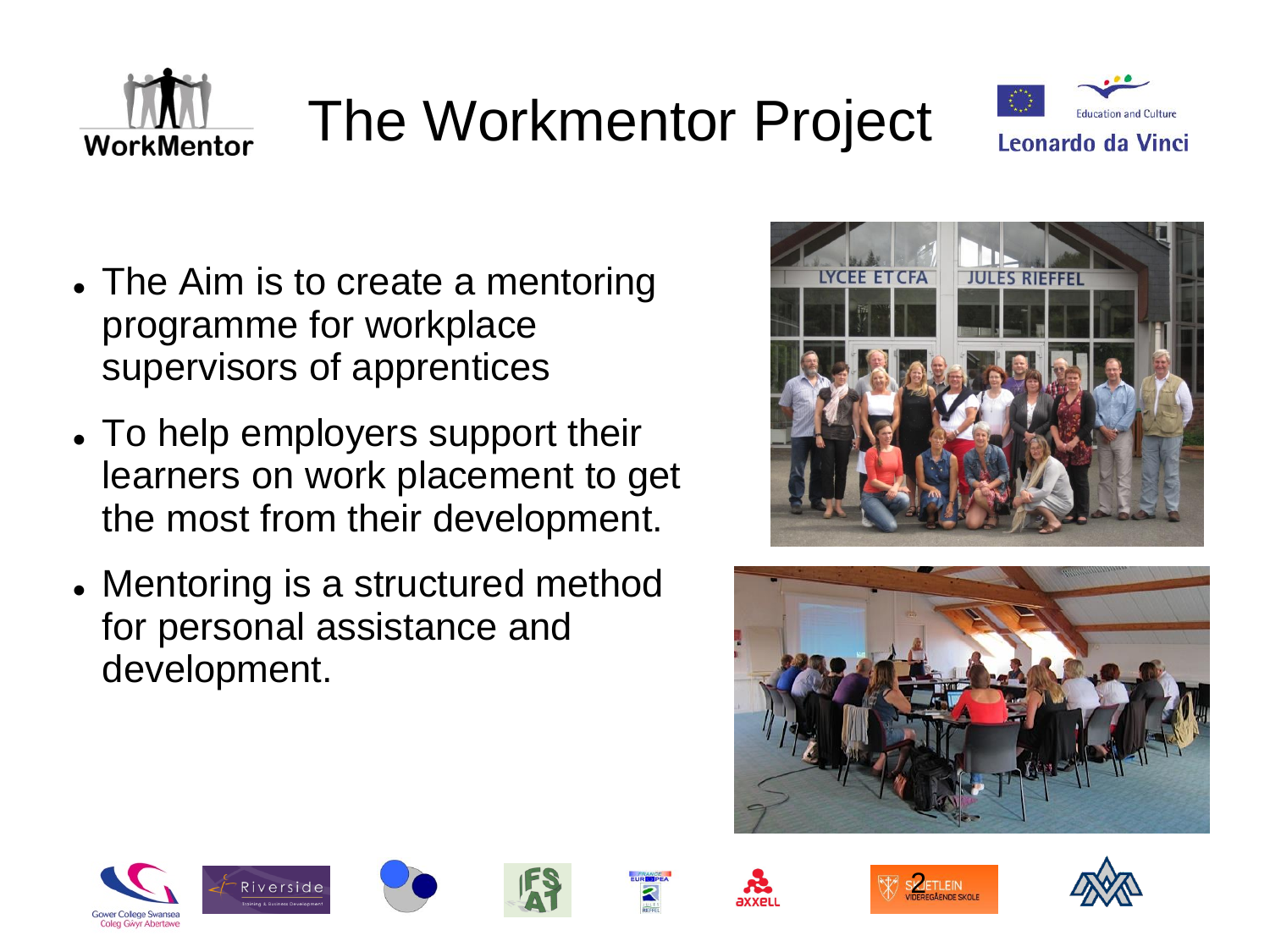# The Workmentor Project

- The Aim is to create a mentoring programme for workplace supervisors of apprentices
- To help employers support their learners on work placement to get the most from their development.
- Mentoring is a structured method for personal assistance and development.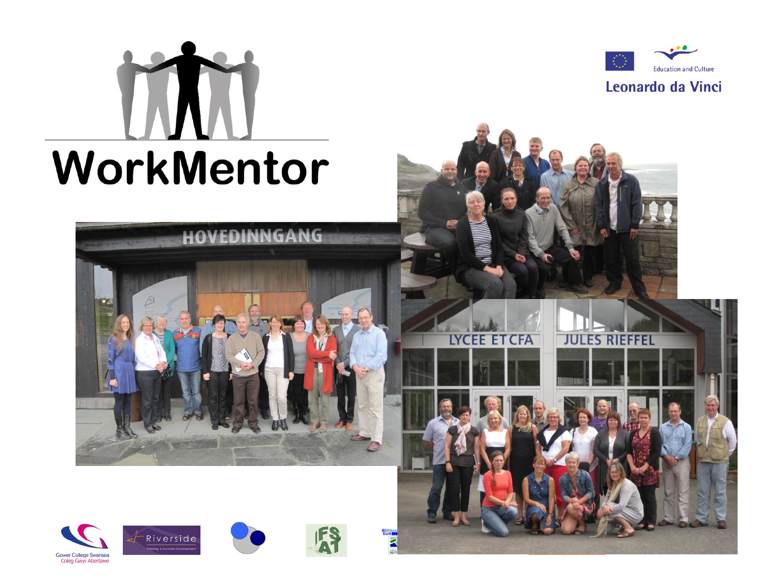# WorkMentor

Education and Culture

Leonardo da Vinci

HOVEDINNGANG

LYCEE ET CFA JULES RIEFFEL

Gower College Swansea
Coleg Gŵyr Abertawe

Riverside
Training & Business Development

IFSAT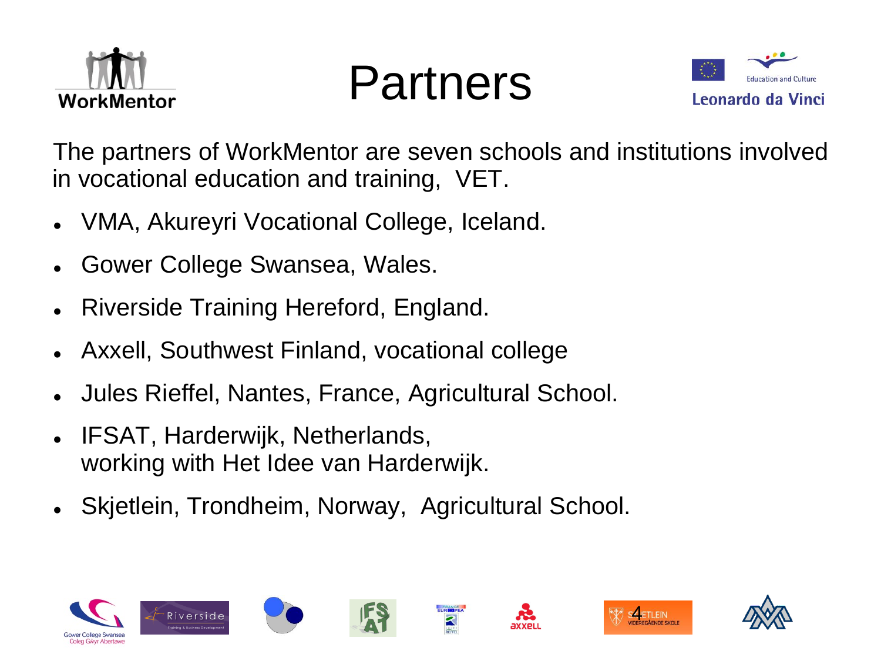# Partners

The partners of WorkMentor are seven schools and institutions involved in vocational education and training, VET.

- VMA, Akureyri Vocational College, Iceland.
- Gower College Swansea, Wales.
- Riverside Training Hereford, England.
- Axxell, Southwest Finland, vocational college
- Jules Rieffel, Nantes, France, Agricultural School.
- IFSAT, Harderwijk, Netherlands,  
  working with Het Idee van Harderwijk.
- Skjetlein, Trondheim, Norway, Agricultural School.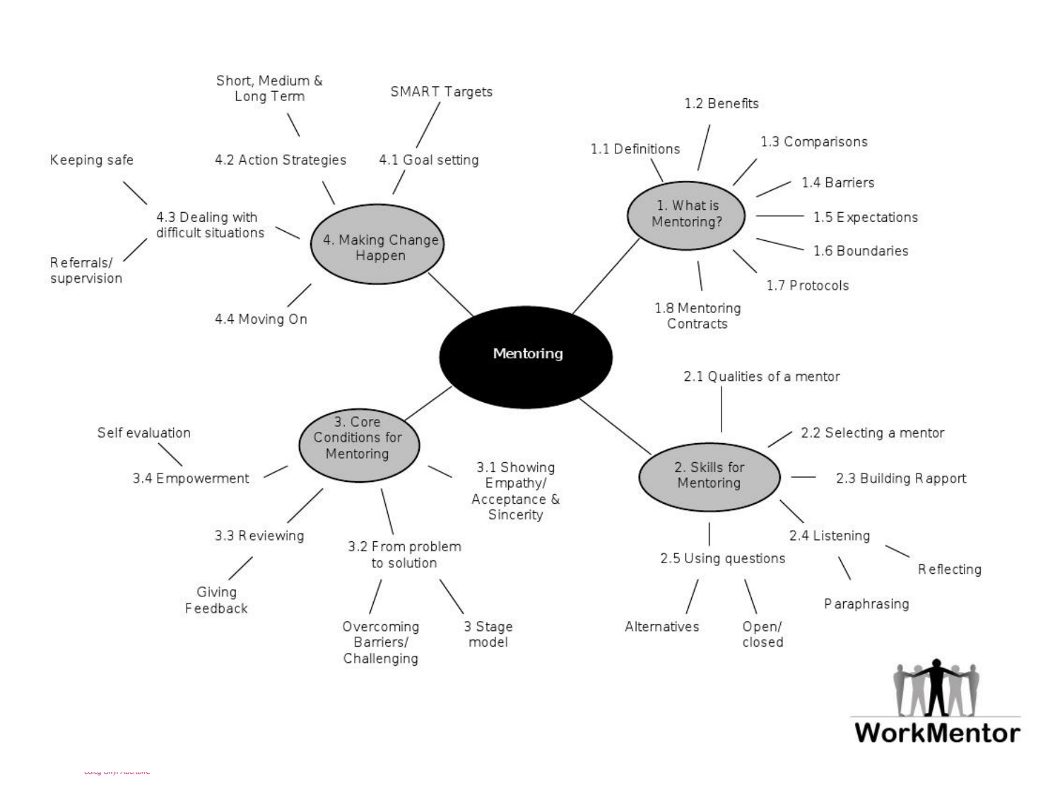# Mentoring

## 1. What is Mentoring?

- 1.1 Definitions
- 1.2 Benefits
- 1.3 Comparisons
- 1.4 Barriers
- 1.5 Expectations
- 1.6 Boundaries
- 1.7 Protocols
- 1.8 Mentoring Contracts

## 2. Skills for Mentoring

- 2.1 Qualities of a mentor
- 2.2 Selecting a mentor
- 2.3 Building Rapport
- 2.4 Listening
  - Reflecting
  - Paraphrasing
- 2.5 Using questions
  - Alternatives
  - Open/ closed

## 3. Core Conditions for Mentoring

- 3.1 Showing Empathy/ Acceptance & Sincerity
- 3.2 From problem to solution
  - Overcoming Barriers/ Challenging
  - 3 Stage model
- 3.3 Reviewing
  - Giving Feedback
- 3.4 Empowerment
  - Self evaluation

## 4. Making Change Happen

- 4.1 Goal setting
  - SMART Targets
- 4.2 Action Strategies
  - Short, Medium & Long Term
- 4.3 Dealing with difficult situations
  - Keeping safe
  - Referrals/ supervision
- 4.4 Moving On

WorkMentor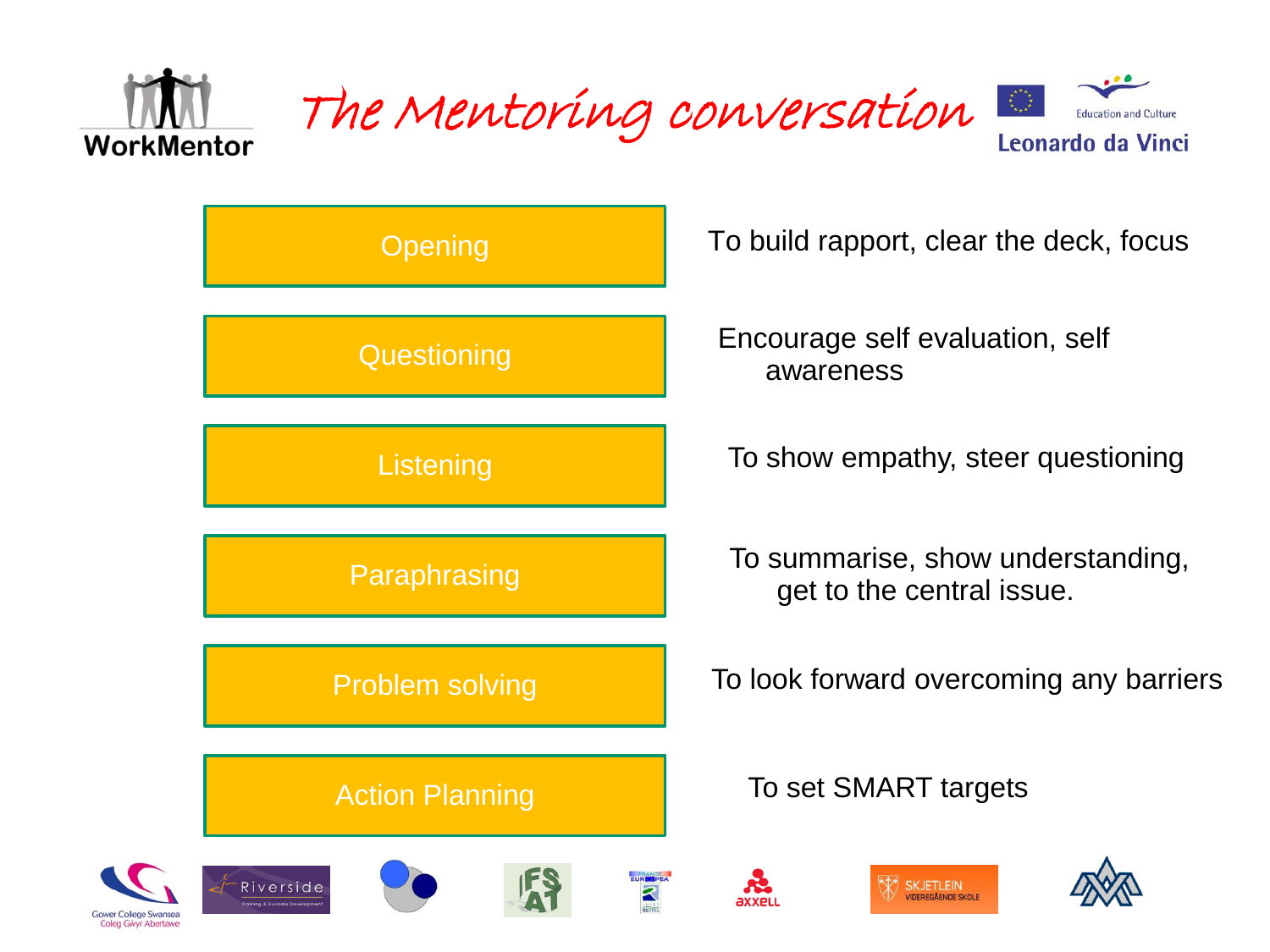# The Mentoring conversation

| | |
|---|---|
| Opening | To build rapport, clear the deck, focus |
| Questioning | Encourage self evaluation, self awareness |
| Listening | To show empathy, steer questioning |
| Paraphrasing | To summarise, show understanding, get to the central issue. |
| Problem solving | To look forward overcoming any barriers |
| Action Planning | To set SMART targets |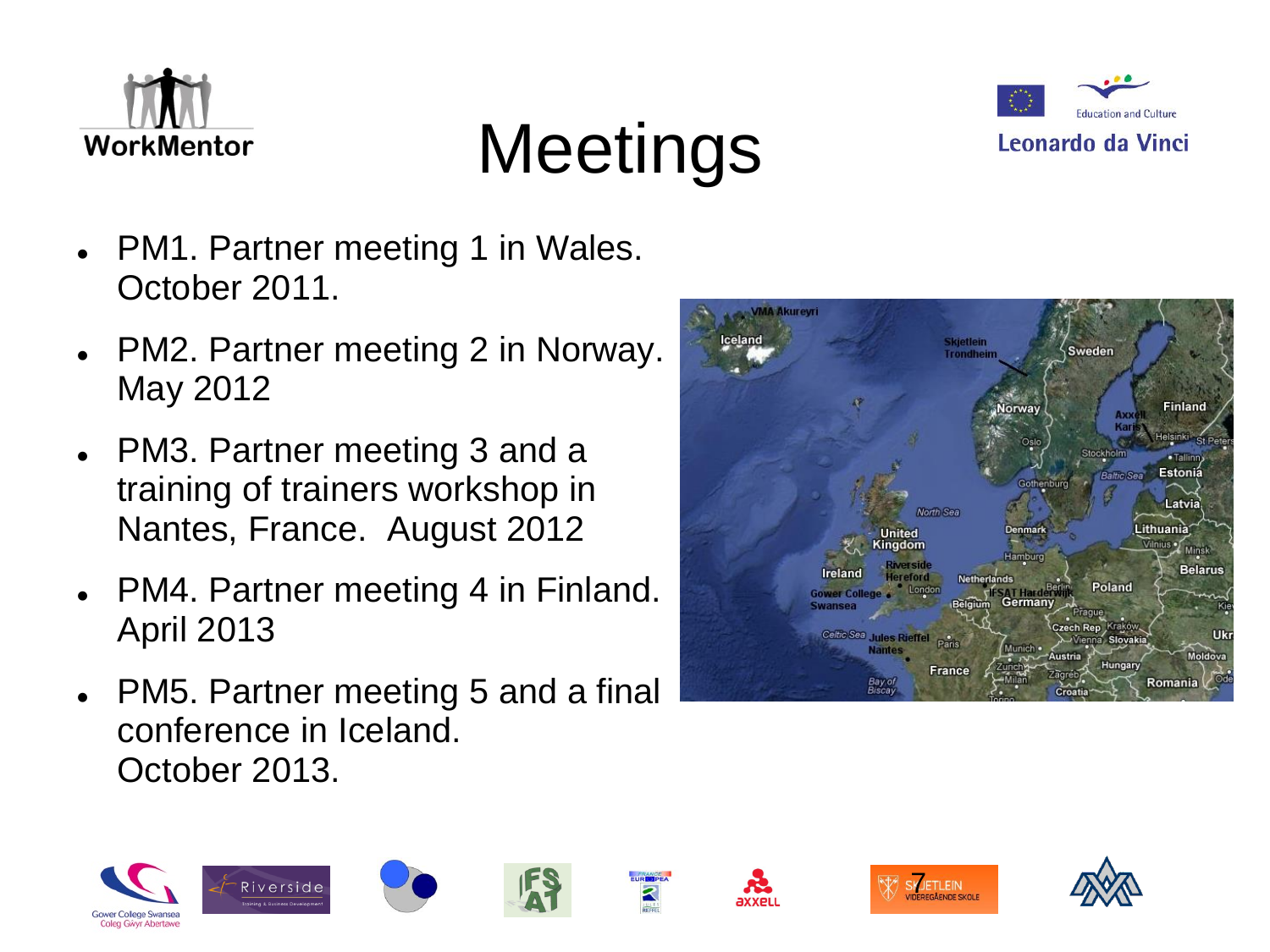# Meetings

- PM1. Partner meeting 1 in Wales. October 2011.
- PM2. Partner meeting 2 in Norway. May 2012
- PM3. Partner meeting 3 and a training of trainers workshop in Nantes, France. August 2012
- PM4. Partner meeting 4 in Finland. April 2013
- PM5. Partner meeting 5 and a final conference in Iceland. October 2013.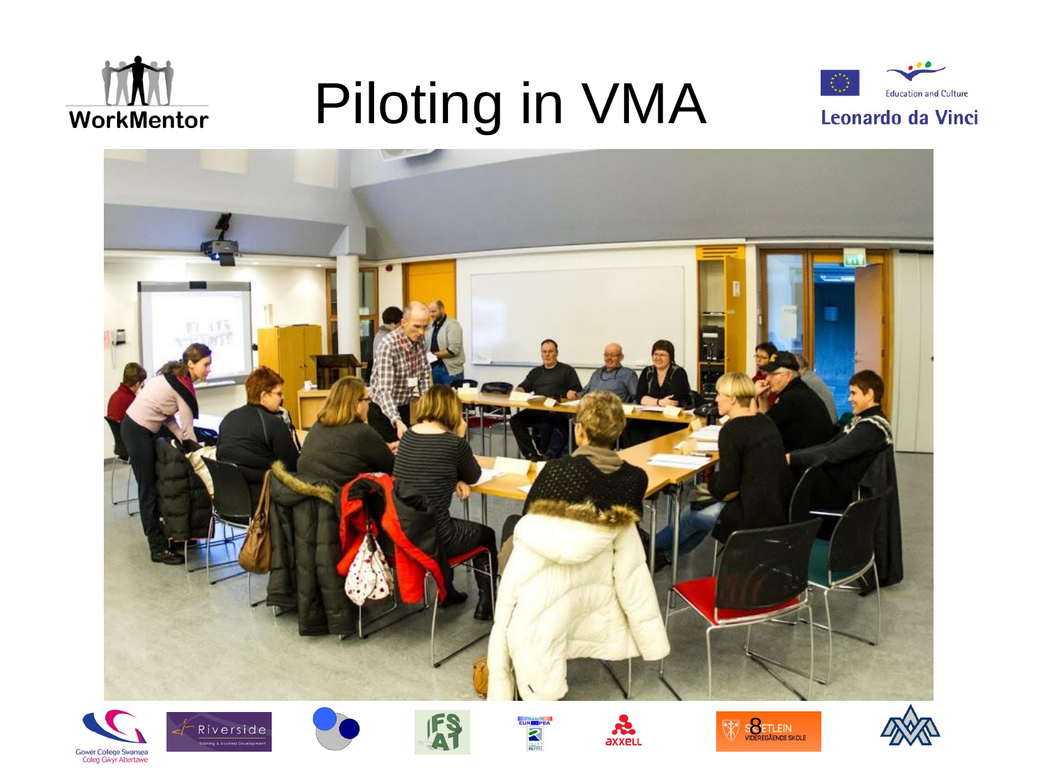# Piloting in VMA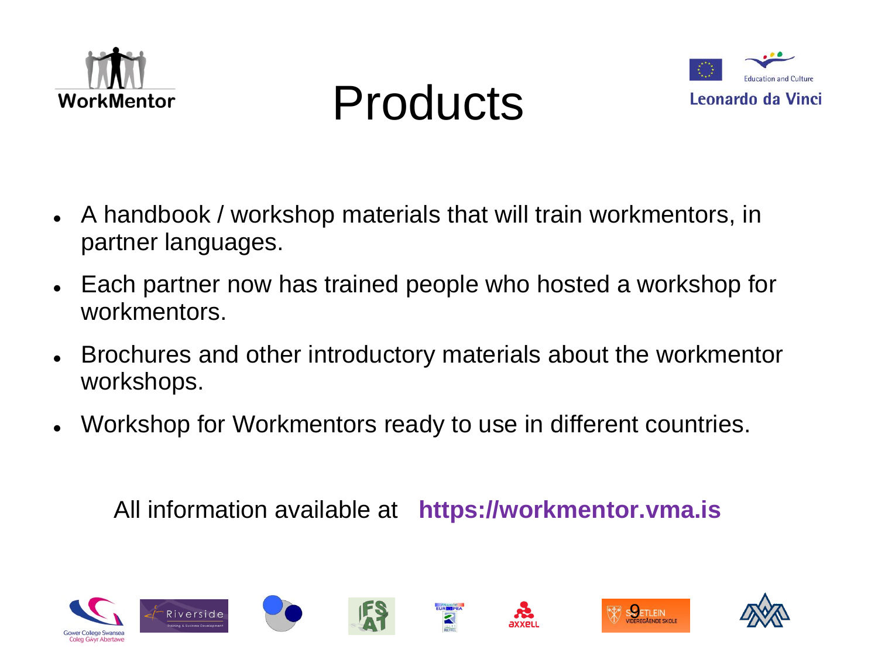# Products

- A handbook / workshop materials that will train workmentors, in partner languages.
- Each partner now has trained people who hosted a workshop for workmentors.
- Brochures and other introductory materials about the workmentor workshops.
- Workshop for Workmentors ready to use in different countries.

All information available at **https://workmentor.vma.is**